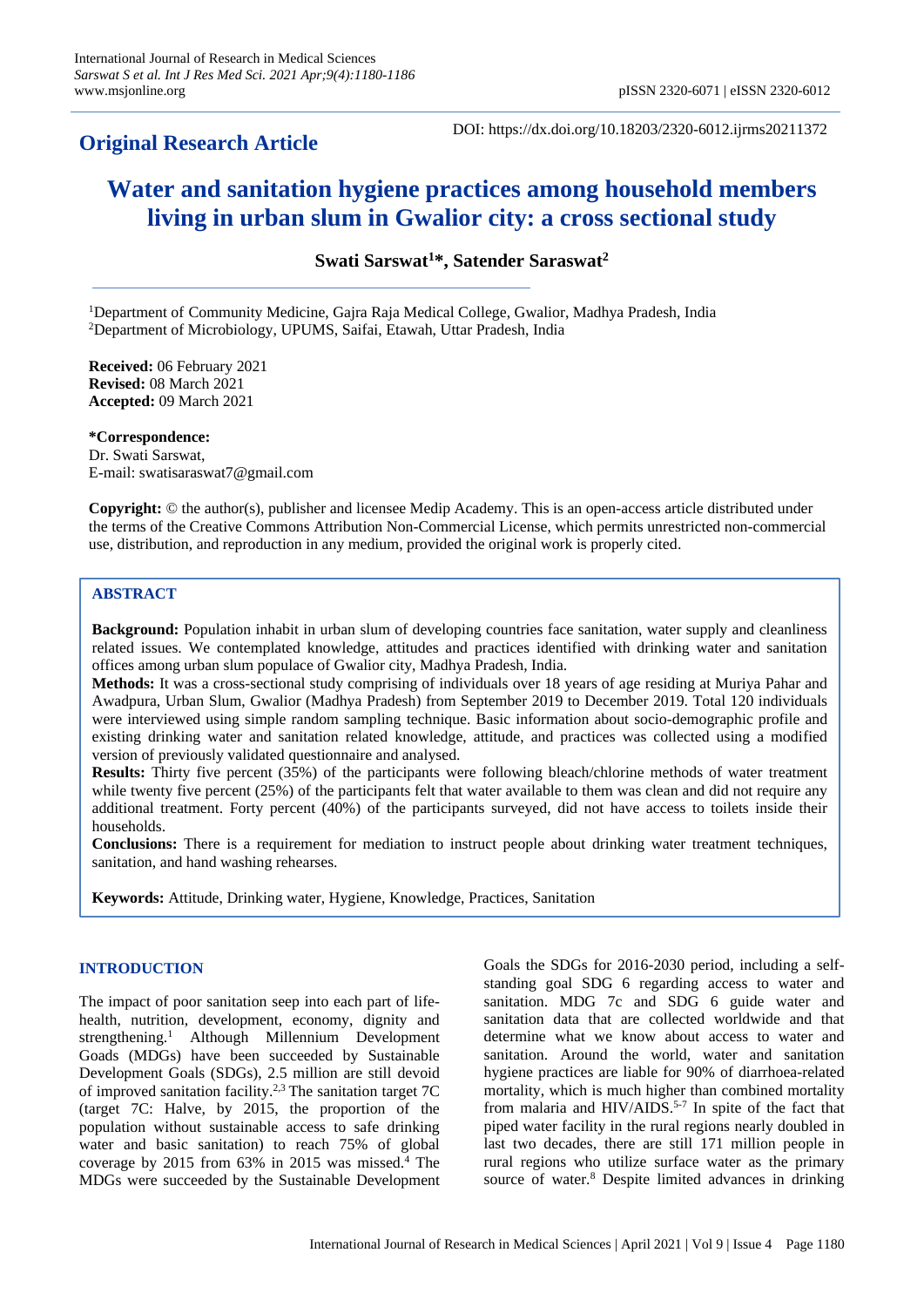**Original Research Article**

DOI: https://dx.doi.org/10.18203/2320-6012.ijrms20211372

# Water and sanitation hygiene practices among household members living in urban slum in Gwalior city: a cross sectional study

**Swati Sarswat[1]*, Satender Saraswat[2]**

[1]Department of Community Medicine, Gajra Raja Medical College, Gwalior, Madhya Pradesh, India
[2]Department of Microbiology, UPUMS, Saifai, Etawah, Uttar Pradesh, India

**Received:** 06 February 2021
**Revised:** 08 March 2021
**Accepted:** 09 March 2021

***Correspondence:**
Dr. Swati Sarswat,
E-mail: swatisaraswat7@gmail.com

**Copyright:** © the author(s), publisher and licensee Medip Academy. This is an open-access article distributed under the terms of the Creative Commons Attribution Non-Commercial License, which permits unrestricted non-commercial use, distribution, and reproduction in any medium, provided the original work is properly cited.

## ABSTRACT

**Background:** Population inhabit in urban slum of developing countries face sanitation, water supply and cleanliness related issues. We contemplated knowledge, attitudes and practices identified with drinking water and sanitation offices among urban slum populace of Gwalior city, Madhya Pradesh, India.

**Methods:** It was a cross-sectional study comprising of individuals over 18 years of age residing at Muriya Pahar and Awadpura, Urban Slum, Gwalior (Madhya Pradesh) from September 2019 to December 2019. Total 120 individuals were interviewed using simple random sampling technique. Basic information about socio-demographic profile and existing drinking water and sanitation related knowledge, attitude, and practices was collected using a modified version of previously validated questionnaire and analysed.

**Results:** Thirty five percent (35%) of the participants were following bleach/chlorine methods of water treatment while twenty five percent (25%) of the participants felt that water available to them was clean and did not require any additional treatment. Forty percent (40%) of the participants surveyed, did not have access to toilets inside their households.

**Conclusions:** There is a requirement for mediation to instruct people about drinking water treatment techniques, sanitation, and hand washing rehearses.

**Keywords:** Attitude, Drinking water, Hygiene, Knowledge, Practices, Sanitation

## INTRODUCTION

The impact of poor sanitation seep into each part of life-health, nutrition, development, economy, dignity and strengthening.[1] Although Millennium Development Goads (MDGs) have been succeeded by Sustainable Development Goals (SDGs), 2.5 million are still devoid of improved sanitation facility.[2,3] The sanitation target 7C (target 7C: Halve, by 2015, the proportion of the population without sustainable access to safe drinking water and basic sanitation) to reach 75% of global coverage by 2015 from 63% in 2015 was missed.[4] The MDGs were succeeded by the Sustainable Development Goals the SDGs for 2016-2030 period, including a self-standing goal SDG 6 regarding access to water and sanitation. MDG 7c and SDG 6 guide water and sanitation data that are collected worldwide and that determine what we know about access to water and sanitation. Around the world, water and sanitation hygiene practices are liable for 90% of diarrhoea-related mortality, which is much higher than combined mortality from malaria and HIV/AIDS.[5-7] In spite of the fact that piped water facility in the rural regions nearly doubled in last two decades, there are still 171 million people in rural regions who utilize surface water as the primary source of water.[8] Despite limited advances in drinking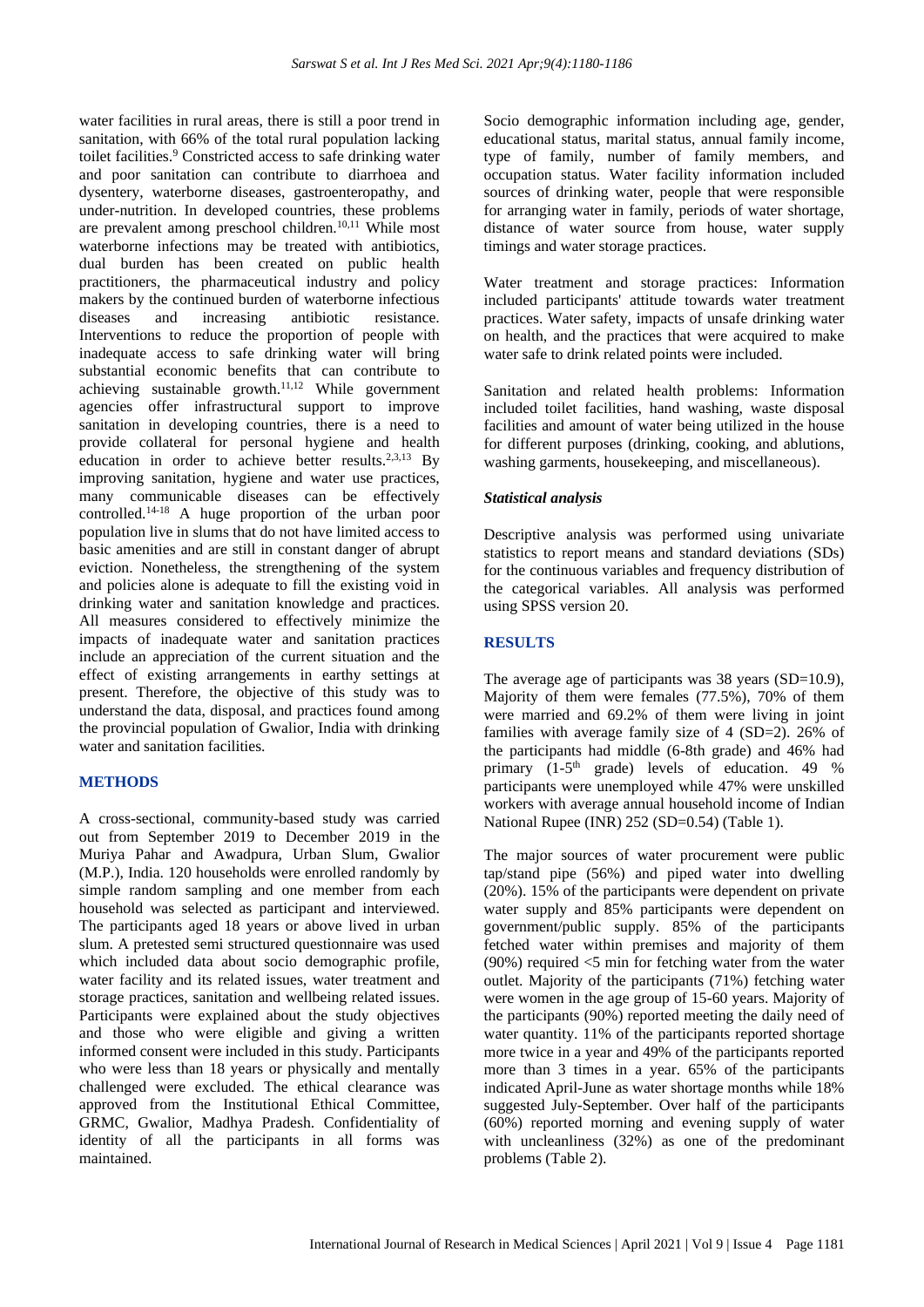water facilities in rural areas, there is still a poor trend in sanitation, with 66% of the total rural population lacking toilet facilities.[9] Constricted access to safe drinking water and poor sanitation can contribute to diarrhoea and dysentery, waterborne diseases, gastroenteropathy, and under-nutrition. In developed countries, these problems are prevalent among preschool children.[10,11] While most waterborne infections may be treated with antibiotics, dual burden has been created on public health practitioners, the pharmaceutical industry and policy makers by the continued burden of waterborne infectious diseases and increasing antibiotic resistance. Interventions to reduce the proportion of people with inadequate access to safe drinking water will bring substantial economic benefits that can contribute to achieving sustainable growth.[11,12] While government agencies offer infrastructural support to improve sanitation in developing countries, there is a need to provide collateral for personal hygiene and health education in order to achieve better results.[2,3,13] By improving sanitation, hygiene and water use practices, many communicable diseases can be effectively controlled.[14-18] A huge proportion of the urban poor population live in slums that do not have limited access to basic amenities and are still in constant danger of abrupt eviction. Nonetheless, the strengthening of the system and policies alone is adequate to fill the existing void in drinking water and sanitation knowledge and practices. All measures considered to effectively minimize the impacts of inadequate water and sanitation practices include an appreciation of the current situation and the effect of existing arrangements in earthy settings at present. Therefore, the objective of this study was to understand the data, disposal, and practices found among the provincial population of Gwalior, India with drinking water and sanitation facilities.

## METHODS

A cross-sectional, community-based study was carried out from September 2019 to December 2019 in the Muriya Pahar and Awadpura, Urban Slum, Gwalior (M.P.), India. 120 households were enrolled randomly by simple random sampling and one member from each household was selected as participant and interviewed. The participants aged 18 years or above lived in urban slum. A pretested semi structured questionnaire was used which included data about socio demographic profile, water facility and its related issues, water treatment and storage practices, sanitation and wellbeing related issues. Participants were explained about the study objectives and those who were eligible and giving a written informed consent were included in this study. Participants who were less than 18 years or physically and mentally challenged were excluded. The ethical clearance was approved from the Institutional Ethical Committee, GRMC, Gwalior, Madhya Pradesh. Confidentiality of identity of all the participants in all forms was maintained.

Socio demographic information including age, gender, educational status, marital status, annual family income, type of family, number of family members, and occupation status. Water facility information included sources of drinking water, people that were responsible for arranging water in family, periods of water shortage, distance of water source from house, water supply timings and water storage practices.

Water treatment and storage practices: Information included participants' attitude towards water treatment practices. Water safety, impacts of unsafe drinking water on health, and the practices that were acquired to make water safe to drink related points were included.

Sanitation and related health problems: Information included toilet facilities, hand washing, waste disposal facilities and amount of water being utilized in the house for different purposes (drinking, cooking, and ablutions, washing garments, housekeeping, and miscellaneous).

### *Statistical analysis*

Descriptive analysis was performed using univariate statistics to report means and standard deviations (SDs) for the continuous variables and frequency distribution of the categorical variables. All analysis was performed using SPSS version 20.

## RESULTS

The average age of participants was 38 years (SD=10.9), Majority of them were females (77.5%), 70% of them were married and 69.2% of them were living in joint families with average family size of 4 (SD=2). 26% of the participants had middle (6-8th grade) and 46% had primary (1-5$^{th}$ grade) levels of education. 49 % participants were unemployed while 47% were unskilled workers with average annual household income of Indian National Rupee (INR) 252 (SD=0.54) (Table 1).

The major sources of water procurement were public tap/stand pipe (56%) and piped water into dwelling (20%). 15% of the participants were dependent on private water supply and 85% participants were dependent on government/public supply. 85% of the participants fetched water within premises and majority of them (90%) required <5 min for fetching water from the water outlet. Majority of the participants (71%) fetching water were women in the age group of 15-60 years. Majority of the participants (90%) reported meeting the daily need of water quantity. 11% of the participants reported shortage more twice in a year and 49% of the participants reported more than 3 times in a year. 65% of the participants indicated April-June as water shortage months while 18% suggested July-September. Over half of the participants (60%) reported morning and evening supply of water with uncleanliness (32%) as one of the predominant problems (Table 2).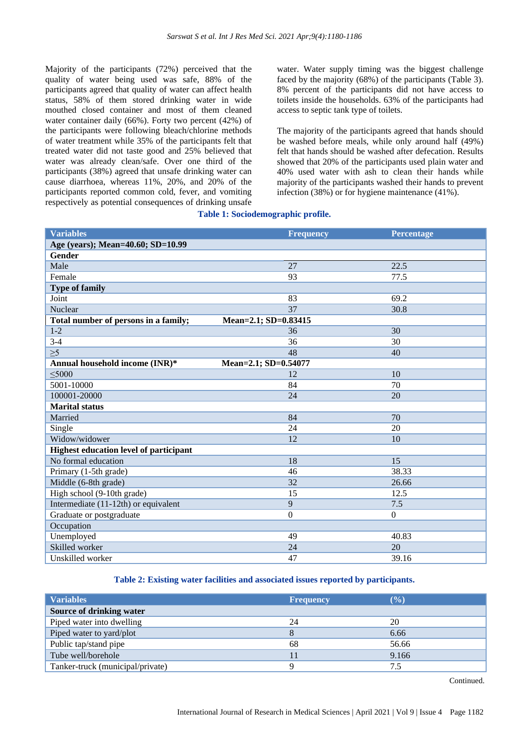Majority of the participants (72%) perceived that the quality of water being used was safe, 88% of the participants agreed that quality of water can affect health status, 58% of them stored drinking water in wide mouthed closed container and most of them cleaned water container daily (66%). Forty two percent (42%) of the participants were following bleach/chlorine methods of water treatment while 35% of the participants felt that treated water did not taste good and 25% believed that water was already clean/safe. Over one third of the participants (38%) agreed that unsafe drinking water can cause diarrhoea, whereas 11%, 20%, and 20% of the participants reported common cold, fever, and vomiting respectively as potential consequences of drinking unsafe water. Water supply timing was the biggest challenge faced by the majority (68%) of the participants (Table 3). 8% percent of the participants did not have access to toilets inside the households. 63% of the participants had access to septic tank type of toilets.

The majority of the participants agreed that hands should be washed before meals, while only around half (49%) felt that hands should be washed after defecation. Results showed that 20% of the participants used plain water and 40% used water with ash to clean their hands while majority of the participants washed their hands to prevent infection (38%) or for hygiene maintenance (41%).

**Table 1: Sociodemographic profile.**

| Variables | Frequency | Percentage |
|---|---|---|
| **Age (years); Mean=40.60; SD=10.99** | | |
| **Gender** | | |
| Male | 27 | 22.5 |
| Female | 93 | 77.5 |
| **Type of family** | | |
| Joint | 83 | 69.2 |
| Nuclear | 37 | 30.8 |
| **Total number of persons in a family; Mean=2.1; SD=0.83415** | | |
| 1-2 | 36 | 30 |
| 3-4 | 36 | 30 |
| ≥5 | 48 | 40 |
| **Annual household income (INR)* Mean=2.1; SD=0.54077** | | |
| ≤5000 | 12 | 10 |
| 5001-10000 | 84 | 70 |
| 100001-20000 | 24 | 20 |
| **Marital status** | | |
| Married | 84 | 70 |
| Single | 24 | 20 |
| Widow/widower | 12 | 10 |
| **Highest education level of participant** | | |
| No formal education | 18 | 15 |
| Primary (1-5th grade) | 46 | 38.33 |
| Middle (6-8th grade) | 32 | 26.66 |
| High school (9-10th grade) | 15 | 12.5 |
| Intermediate (11-12th) or equivalent | 9 | 7.5 |
| Graduate or postgraduate | 0 | 0 |
| Occupation | | |
| Unemployed | 49 | 40.83 |
| Skilled worker | 24 | 20 |
| Unskilled worker | 47 | 39.16 |

**Table 2: Existing water facilities and associated issues reported by participants.**

| Variables | Frequency | (%) |
|---|---|---|
| **Source of drinking water** | | |
| Piped water into dwelling | 24 | 20 |
| Piped water to yard/plot | 8 | 6.66 |
| Public tap/stand pipe | 68 | 56.66 |
| Tube well/borehole | 11 | 9.166 |
| Tanker-truck (municipal/private) | 9 | 7.5 |

Continued.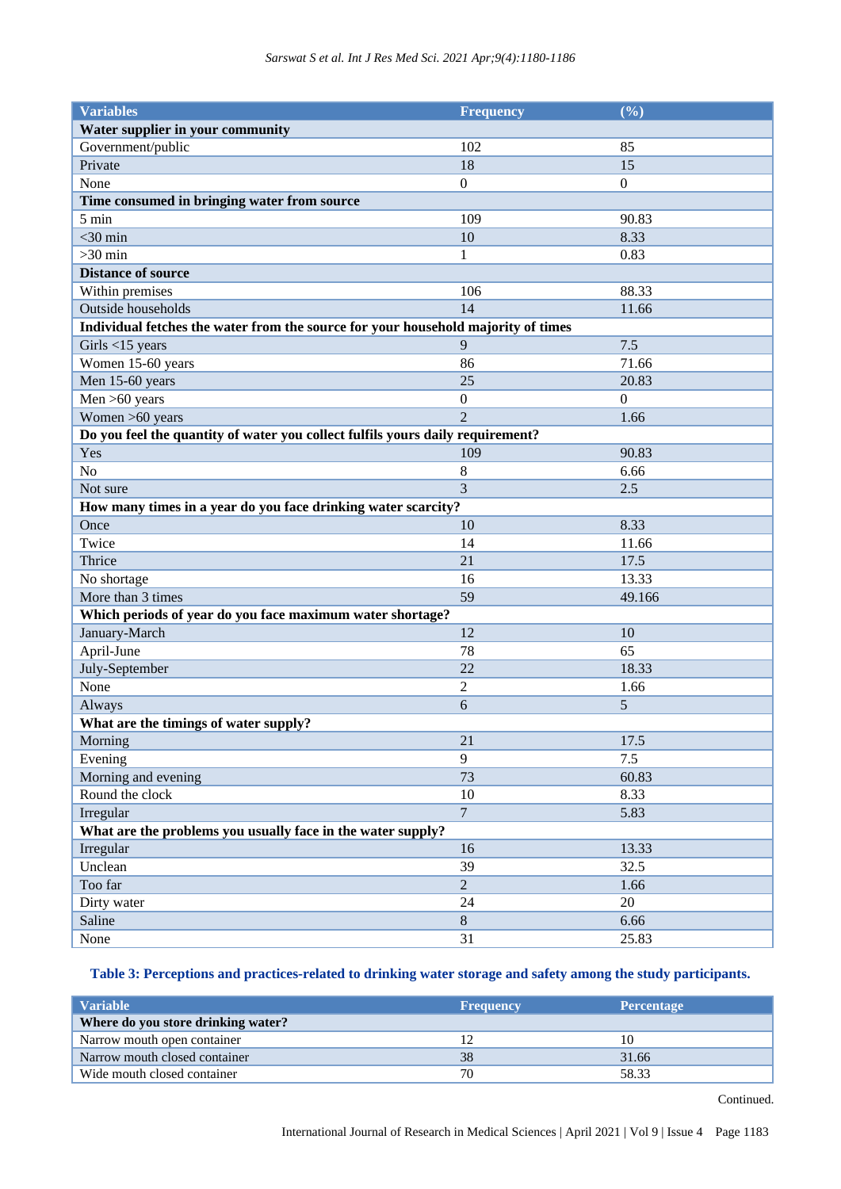| Variables | Frequency | (%) |
|---|---|---|
| **Water supplier in your community** | | |
| Government/public | 102 | 85 |
| Private | 18 | 15 |
| None | 0 | 0 |
| **Time consumed in bringing water from source** | | |
| 5 min | 109 | 90.83 |
| <30 min | 10 | 8.33 |
| >30 min | 1 | 0.83 |
| **Distance of source** | | |
| Within premises | 106 | 88.33 |
| Outside households | 14 | 11.66 |
| **Individual fetches the water from the source for your household majority of times** | | |
| Girls <15 years | 9 | 7.5 |
| Women 15-60 years | 86 | 71.66 |
| Men 15-60 years | 25 | 20.83 |
| Men >60 years | 0 | 0 |
| Women >60 years | 2 | 1.66 |
| **Do you feel the quantity of water you collect fulfils yours daily requirement?** | | |
| Yes | 109 | 90.83 |
| No | 8 | 6.66 |
| Not sure | 3 | 2.5 |
| **How many times in a year do you face drinking water scarcity?** | | |
| Once | 10 | 8.33 |
| Twice | 14 | 11.66 |
| Thrice | 21 | 17.5 |
| No shortage | 16 | 13.33 |
| More than 3 times | 59 | 49.166 |
| **Which periods of year do you face maximum water shortage?** | | |
| January-March | 12 | 10 |
| April-June | 78 | 65 |
| July-September | 22 | 18.33 |
| None | 2 | 1.66 |
| Always | 6 | 5 |
| **What are the timings of water supply?** | | |
| Morning | 21 | 17.5 |
| Evening | 9 | 7.5 |
| Morning and evening | 73 | 60.83 |
| Round the clock | 10 | 8.33 |
| Irregular | 7 | 5.83 |
| **What are the problems you usually face in the water supply?** | | |
| Irregular | 16 | 13.33 |
| Unclean | 39 | 32.5 |
| Too far | 2 | 1.66 |
| Dirty water | 24 | 20 |
| Saline | 8 | 6.66 |
| None | 31 | 25.83 |

**Table 3: Perceptions and practices-related to drinking water storage and safety among the study participants.**

| Variable | Frequency | Percentage |
|---|---|---|
| **Where do you store drinking water?** | | |
| Narrow mouth open container | 12 | 10 |
| Narrow mouth closed container | 38 | 31.66 |
| Wide mouth closed container | 70 | 58.33 |

Continued.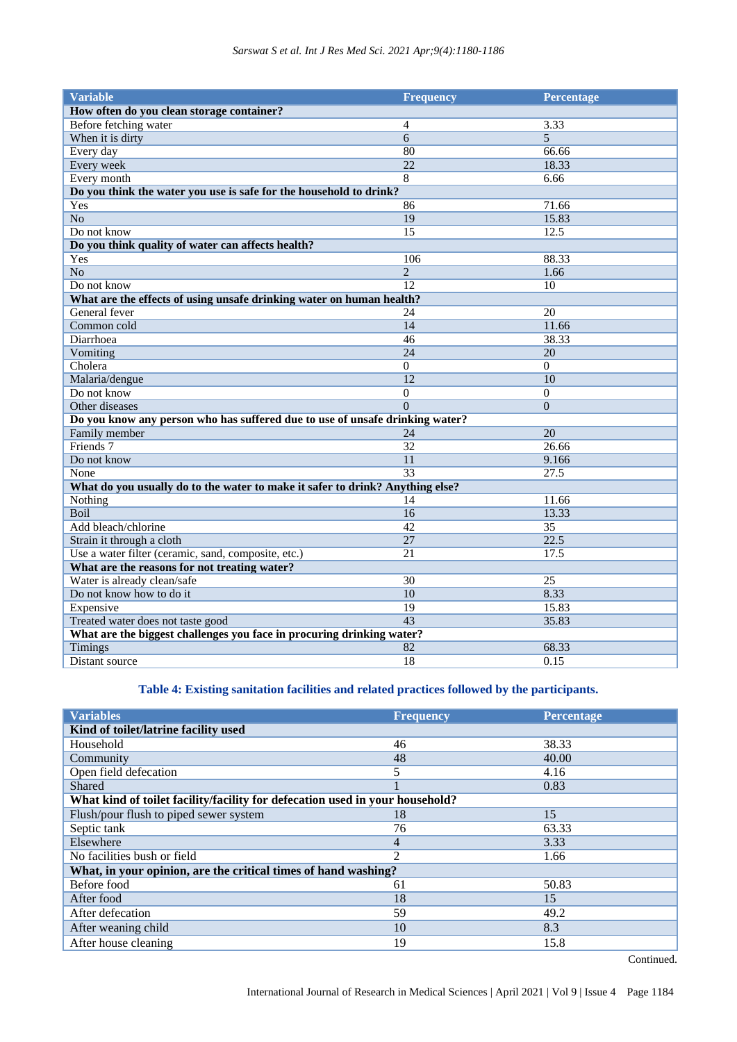| Variable | Frequency | Percentage |
|---|---|---|
| **How often do you clean storage container?** | | |
| Before fetching water | 4 | 3.33 |
| When it is dirty | 6 | 5 |
| Every day | 80 | 66.66 |
| Every week | 22 | 18.33 |
| Every month | 8 | 6.66 |
| **Do you think the water you use is safe for the household to drink?** | | |
| Yes | 86 | 71.66 |
| No | 19 | 15.83 |
| Do not know | 15 | 12.5 |
| **Do you think quality of water can affects health?** | | |
| Yes | 106 | 88.33 |
| No | 2 | 1.66 |
| Do not know | 12 | 10 |
| **What are the effects of using unsafe drinking water on human health?** | | |
| General fever | 24 | 20 |
| Common cold | 14 | 11.66 |
| Diarrhoea | 46 | 38.33 |
| Vomiting | 24 | 20 |
| Cholera | 0 | 0 |
| Malaria/dengue | 12 | 10 |
| Do not know | 0 | 0 |
| Other diseases | 0 | 0 |
| **Do you know any person who has suffered due to use of unsafe drinking water?** | | |
| Family member | 24 | 20 |
| Friends 7 | 32 | 26.66 |
| Do not know | 11 | 9.166 |
| None | 33 | 27.5 |
| **What do you usually do to the water to make it safer to drink? Anything else?** | | |
| Nothing | 14 | 11.66 |
| Boil | 16 | 13.33 |
| Add bleach/chlorine | 42 | 35 |
| Strain it through a cloth | 27 | 22.5 |
| Use a water filter (ceramic, sand, composite, etc.) | 21 | 17.5 |
| **What are the reasons for not treating water?** | | |
| Water is already clean/safe | 30 | 25 |
| Do not know how to do it | 10 | 8.33 |
| Expensive | 19 | 15.83 |
| Treated water does not taste good | 43 | 35.83 |
| **What are the biggest challenges you face in procuring drinking water?** | | |
| Timings | 82 | 68.33 |
| Distant source | 18 | 0.15 |

**Table 4: Existing sanitation facilities and related practices followed by the participants.**

| Variables | Frequency | Percentage |
|---|---|---|
| **Kind of toilet/latrine facility used** | | |
| Household | 46 | 38.33 |
| Community | 48 | 40.00 |
| Open field defecation | 5 | 4.16 |
| Shared | 1 | 0.83 |
| **What kind of toilet facility/facility for defecation used in your household?** | | |
| Flush/pour flush to piped sewer system | 18 | 15 |
| Septic tank | 76 | 63.33 |
| Elsewhere | 4 | 3.33 |
| No facilities bush or field | 2 | 1.66 |
| **What, in your opinion, are the critical times of hand washing?** | | |
| Before food | 61 | 50.83 |
| After food | 18 | 15 |
| After defecation | 59 | 49.2 |
| After weaning child | 10 | 8.3 |
| After house cleaning | 19 | 15.8 |

Continued.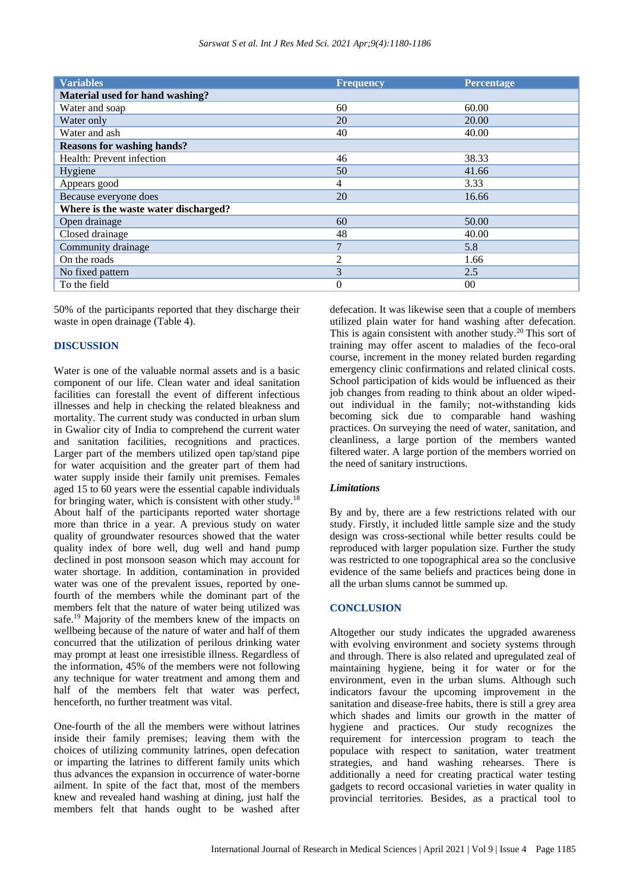| Variables | Frequency | Percentage |
|---|---|---|
| **Material used for hand washing?** | | |
| Water and soap | 60 | 60.00 |
| Water only | 20 | 20.00 |
| Water and ash | 40 | 40.00 |
| **Reasons for washing hands?** | | |
| Health: Prevent infection | 46 | 38.33 |
| Hygiene | 50 | 41.66 |
| Appears good | 4 | 3.33 |
| Because everyone does | 20 | 16.66 |
| **Where is the waste water discharged?** | | |
| Open drainage | 60 | 50.00 |
| Closed drainage | 48 | 40.00 |
| Community drainage | 7 | 5.8 |
| On the roads | 2 | 1.66 |
| No fixed pattern | 3 | 2.5 |
| To the field | 0 | 00 |

50% of the participants reported that they discharge their waste in open drainage (Table 4).

## DISCUSSION

Water is one of the valuable normal assets and is a basic component of our life. Clean water and ideal sanitation facilities can forestall the event of different infectious illnesses and help in checking the related bleakness and mortality. The current study was conducted in urban slum in Gwalior city of India to comprehend the current water and sanitation facilities, recognitions and practices. Larger part of the members utilized open tap/stand pipe for water acquisition and the greater part of them had water supply inside their family unit premises. Females aged 15 to 60 years were the essential capable individuals for bringing water, which is consistent with other study.[18] About half of the participants reported water shortage more than thrice in a year. A previous study on water quality of groundwater resources showed that the water quality index of bore well, dug well and hand pump declined in post monsoon season which may account for water shortage. In addition, contamination in provided water was one of the prevalent issues, reported by one-fourth of the members while the dominant part of the members felt that the nature of water being utilized was safe.[19] Majority of the members knew of the impacts on wellbeing because of the nature of water and half of them concurred that the utilization of perilous drinking water may prompt at least one irresistible illness. Regardless of the information, 45% of the members were not following any technique for water treatment and among them and half of the members felt that water was perfect, henceforth, no further treatment was vital.

One-fourth of the all the members were without latrines inside their family premises; leaving them with the choices of utilizing community latrines, open defecation or imparting the latrines to different family units which thus advances the expansion in occurrence of water-borne ailment. In spite of the fact that, most of the members knew and revealed hand washing at dining, just half the members felt that hands ought to be washed after defecation. It was likewise seen that a couple of members utilized plain water for hand washing after defecation. This is again consistent with another study.[20] This sort of training may offer ascent to maladies of the feco-oral course, increment in the money related burden regarding emergency clinic confirmations and related clinical costs. School participation of kids would be influenced as their job changes from reading to think about an older wiped-out individual in the family; not-withstanding kids becoming sick due to comparable hand washing practices. On surveying the need of water, sanitation, and cleanliness, a large portion of the members wanted filtered water. A large portion of the members worried on the need of sanitary instructions.

### *Limitations*

By and by, there are a few restrictions related with our study. Firstly, it included little sample size and the study design was cross-sectional while better results could be reproduced with larger population size. Further the study was restricted to one topographical area so the conclusive evidence of the same beliefs and practices being done in all the urban slums cannot be summed up.

## CONCLUSION

Altogether our study indicates the upgraded awareness with evolving environment and society systems through and through. There is also related and upregulated zeal of maintaining hygiene, being it for water or for the environment, even in the urban slums. Although such indicators favour the upcoming improvement in the sanitation and disease-free habits, there is still a grey area which shades and limits our growth in the matter of hygiene and practices. Our study recognizes the requirement for intercession program to teach the populace with respect to sanitation, water treatment strategies, and hand washing rehearses. There is additionally a need for creating practical water testing gadgets to record occasional varieties in water quality in provincial territories. Besides, as a practical tool to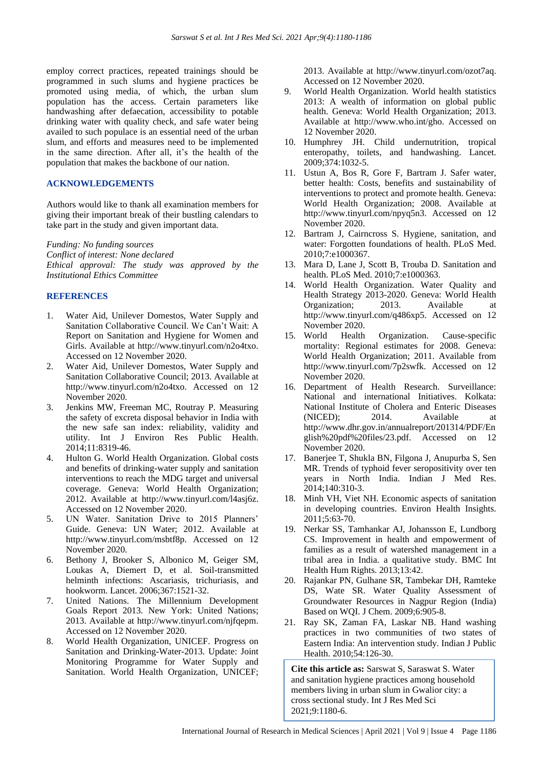employ correct practices, repeated trainings should be programmed in such slums and hygiene practices be promoted using media, of which, the urban slum population has the access. Certain parameters like handwashing after defaecation, accessibility to potable drinking water with quality check, and safe water being availed to such populace is an essential need of the urban slum, and efforts and measures need to be implemented in the same direction. After all, it's the health of the population that makes the backbone of our nation.

## ACKNOWLEDGEMENTS

Authors would like to thank all examination members for giving their important break of their bustling calendars to take part in the study and given important data.

*Funding: No funding sources*
*Conflict of interest: None declared*
*Ethical approval: The study was approved by the Institutional Ethics Committee*

## REFERENCES

1. Water Aid, Unilever Domestos, Water Supply and Sanitation Collaborative Council. We Can't Wait: A Report on Sanitation and Hygiene for Women and Girls. Available at http://www.tinyurl.com/n2o4txo. Accessed on 12 November 2020.
2. Water Aid, Unilever Domestos, Water Supply and Sanitation Collaborative Council; 2013. Available at http://www.tinyurl.com/n2o4txo. Accessed on 12 November 2020.
3. Jenkins MW, Freeman MC, Routray P. Measuring the safety of excreta disposal behavior in India with the new safe san index: reliability, validity and utility. Int J Environ Res Public Health. 2014;11:8319-46.
4. Hulton G. World Health Organization. Global costs and benefits of drinking-water supply and sanitation interventions to reach the MDG target and universal coverage. Geneva: World Health Organization; 2012. Available at http://www.tinyurl.com/l4asj6z. Accessed on 12 November 2020.
5. UN Water. Sanitation Drive to 2015 Planners' Guide. Geneva: UN Water; 2012. Available at http://www.tinyurl.com/msbtf8p. Accessed on 12 November 2020.
6. Bethony J, Brooker S, Albonico M, Geiger SM, Loukas A, Diemert D, et al. Soil-transmitted helminth infections: Ascariasis, trichuriasis, and hookworm. Lancet. 2006;367:1521-32.
7. United Nations. The Millennium Development Goals Report 2013. New York: United Nations; 2013. Available at http://www.tinyurl.com/njfqepm. Accessed on 12 November 2020.
8. World Health Organization, UNICEF. Progress on Sanitation and Drinking-Water-2013. Update: Joint Monitoring Programme for Water Supply and Sanitation. World Health Organization, UNICEF; 2013. Available at http://www.tinyurl.com/ozot7aq. Accessed on 12 November 2020.
9. World Health Organization. World health statistics 2013: A wealth of information on global public health. Geneva: World Health Organization; 2013. Available at http://www.who.int/gho. Accessed on 12 November 2020.
10. Humphrey JH. Child undernutrition, tropical enteropathy, toilets, and handwashing. Lancet. 2009;374:1032-5.
11. Ustun A, Bos R, Gore F, Bartram J. Safer water, better health: Costs, benefits and sustainability of interventions to protect and promote health. Geneva: World Health Organization; 2008. Available at http://www.tinyurl.com/npyq5n3. Accessed on 12 November 2020.
12. Bartram J, Cairncross S. Hygiene, sanitation, and water: Forgotten foundations of health. PLoS Med. 2010;7:e1000367.
13. Mara D, Lane J, Scott B, Trouba D. Sanitation and health. PLoS Med. 2010;7:e1000363.
14. World Health Organization. Water Quality and Health Strategy 2013-2020. Geneva: World Health Organization; 2013. Available at http://www.tinyurl.com/q486xp5. Accessed on 12 November 2020.
15. World Health Organization. Cause-specific mortality: Regional estimates for 2008. Geneva: World Health Organization; 2011. Available from http://www.tinyurl.com/7p2swfk. Accessed on 12 November 2020.
16. Department of Health Research. Surveillance: National and international Initiatives. Kolkata: National Institute of Cholera and Enteric Diseases (NICED); 2014. Available at http://www.dhr.gov.in/annualreport/201314/PDF/English%20pdf%20files/23.pdf. Accessed on 12 November 2020.
17. Banerjee T, Shukla BN, Filgona J, Anupurba S, Sen MR. Trends of typhoid fever seropositivity over ten years in North India. Indian J Med Res. 2014;140:310-3.
18. Minh VH, Viet NH. Economic aspects of sanitation in developing countries. Environ Health Insights. 2011;5:63-70.
19. Nerkar SS, Tamhankar AJ, Johansson E, Lundborg CS. Improvement in health and empowerment of families as a result of watershed management in a tribal area in India. a qualitative study. BMC Int Health Hum Rights. 2013;13:42.
20. Rajankar PN, Gulhane SR, Tambekar DH, Ramteke DS, Wate SR. Water Quality Assessment of Groundwater Resources in Nagpur Region (India) Based on WQI. J Chem. 2009;6:905-8.
21. Ray SK, Zaman FA, Laskar NB. Hand washing practices in two communities of two states of Eastern India: An intervention study. Indian J Public Health. 2010;54:126-30.

**Cite this article as:** Sarswat S, Saraswat S. Water and sanitation hygiene practices among household members living in urban slum in Gwalior city: a cross sectional study. Int J Res Med Sci 2021;9:1180-6.